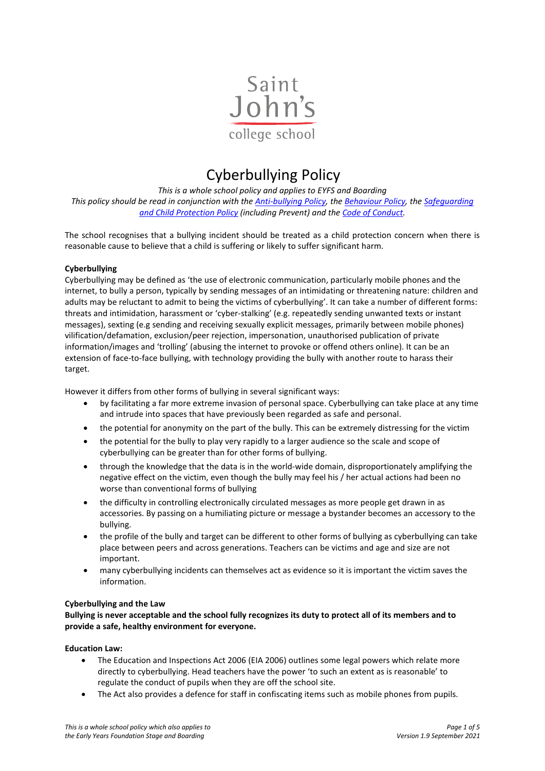Saint John's college school

# Cyberbullying Policy

*This is a whole school policy and applies to EYFS and Boarding*
*This policy should be read in conjunction with the Anti-bullying Policy, the Behaviour Policy, the Safeguarding and Child Protection Policy (including Prevent) and the Code of Conduct.*

The school recognises that a bullying incident should be treated as a child protection concern when there is reasonable cause to believe that a child is suffering or likely to suffer significant harm.

**Cyberbullying**

Cyberbullying may be defined as 'the use of electronic communication, particularly mobile phones and the internet, to bully a person, typically by sending messages of an intimidating or threatening nature: children and adults may be reluctant to admit to being the victims of cyberbullying'. It can take a number of different forms: threats and intimidation, harassment or 'cyber-stalking' (e.g. repeatedly sending unwanted texts or instant messages), sexting (e.g sending and receiving sexually explicit messages, primarily between mobile phones) vilification/defamation, exclusion/peer rejection, impersonation, unauthorised publication of private information/images and 'trolling' (abusing the internet to provoke or offend others online). It can be an extension of face-to-face bullying, with technology providing the bully with another route to harass their target.

However it differs from other forms of bullying in several significant ways:

- by facilitating a far more extreme invasion of personal space. Cyberbullying can take place at any time and intrude into spaces that have previously been regarded as safe and personal.
- the potential for anonymity on the part of the bully. This can be extremely distressing for the victim
- the potential for the bully to play very rapidly to a larger audience so the scale and scope of cyberbullying can be greater than for other forms of bullying.
- through the knowledge that the data is in the world-wide domain, disproportionately amplifying the negative effect on the victim, even though the bully may feel his / her actual actions had been no worse than conventional forms of bullying
- the difficulty in controlling electronically circulated messages as more people get drawn in as accessories. By passing on a humiliating picture or message a bystander becomes an accessory to the bullying.
- the profile of the bully and target can be different to other forms of bullying as cyberbullying can take place between peers and across generations. Teachers can be victims and age and size are not important.
- many cyberbullying incidents can themselves act as evidence so it is important the victim saves the information.

**Cyberbullying and the Law**

**Bullying is never acceptable and the school fully recognizes its duty to protect all of its members and to provide a safe, healthy environment for everyone.**

**Education Law:**

- The Education and Inspections Act 2006 (EIA 2006) outlines some legal powers which relate more directly to cyberbullying. Head teachers have the power 'to such an extent as is reasonable' to regulate the conduct of pupils when they are off the school site.
- The Act also provides a defence for staff in confiscating items such as mobile phones from pupils.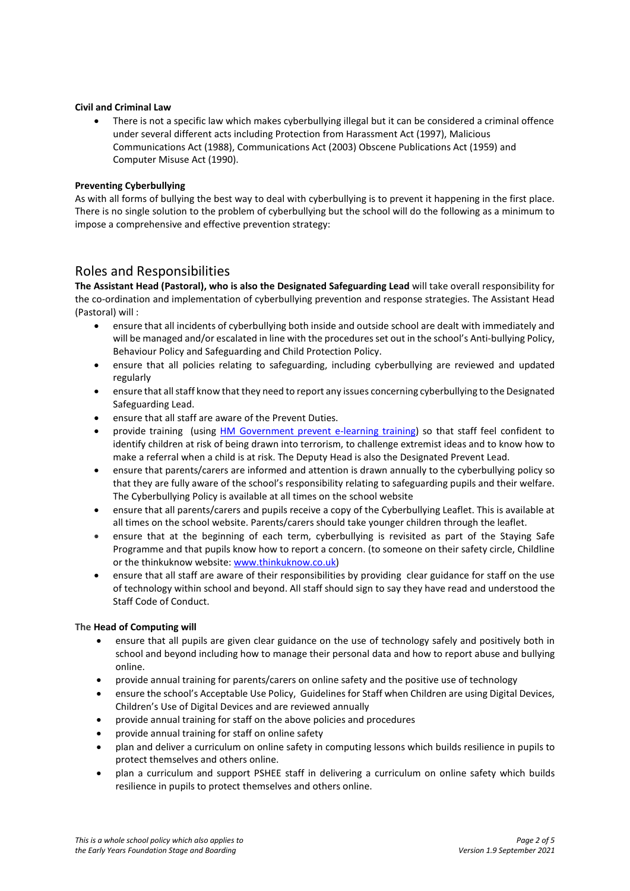**Civil and Criminal Law**

- There is not a specific law which makes cyberbullying illegal but it can be considered a criminal offence under several different acts including Protection from Harassment Act (1997), Malicious Communications Act (1988), Communications Act (2003) Obscene Publications Act (1959) and Computer Misuse Act (1990).

**Preventing Cyberbullying**

As with all forms of bullying the best way to deal with cyberbullying is to prevent it happening in the first place. There is no single solution to the problem of cyberbullying but the school will do the following as a minimum to impose a comprehensive and effective prevention strategy:

## Roles and Responsibilities

**The Assistant Head (Pastoral), who is also the Designated Safeguarding Lead** will take overall responsibility for the co-ordination and implementation of cyberbullying prevention and response strategies. The Assistant Head (Pastoral) will :

- ensure that all incidents of cyberbullying both inside and outside school are dealt with immediately and will be managed and/or escalated in line with the procedures set out in the school's Anti-bullying Policy, Behaviour Policy and Safeguarding and Child Protection Policy.
- ensure that all policies relating to safeguarding, including cyberbullying are reviewed and updated regularly
- ensure that all staff know that they need to report any issues concerning cyberbullying to the Designated Safeguarding Lead.
- ensure that all staff are aware of the Prevent Duties.
- provide training (using HM Government prevent e-learning training) so that staff feel confident to identify children at risk of being drawn into terrorism, to challenge extremist ideas and to know how to make a referral when a child is at risk. The Deputy Head is also the Designated Prevent Lead.
- ensure that parents/carers are informed and attention is drawn annually to the cyberbullying policy so that they are fully aware of the school's responsibility relating to safeguarding pupils and their welfare. The Cyberbullying Policy is available at all times on the school website
- ensure that all parents/carers and pupils receive a copy of the Cyberbullying Leaflet. This is available at all times on the school website. Parents/carers should take younger children through the leaflet.
- ensure that at the beginning of each term, cyberbullying is revisited as part of the Staying Safe Programme and that pupils know how to report a concern. (to someone on their safety circle, Childline or the thinkuknow website: www.thinkuknow.co.uk)
- ensure that all staff are aware of their responsibilities by providing clear guidance for staff on the use of technology within school and beyond. All staff should sign to say they have read and understood the Staff Code of Conduct.

**The Head of Computing will**

- ensure that all pupils are given clear guidance on the use of technology safely and positively both in school and beyond including how to manage their personal data and how to report abuse and bullying online.
- provide annual training for parents/carers on online safety and the positive use of technology
- ensure the school's Acceptable Use Policy, Guidelines for Staff when Children are using Digital Devices, Children's Use of Digital Devices and are reviewed annually
- provide annual training for staff on the above policies and procedures
- provide annual training for staff on online safety
- plan and deliver a curriculum on online safety in computing lessons which builds resilience in pupils to protect themselves and others online.
- plan a curriculum and support PSHEE staff in delivering a curriculum on online safety which builds resilience in pupils to protect themselves and others online.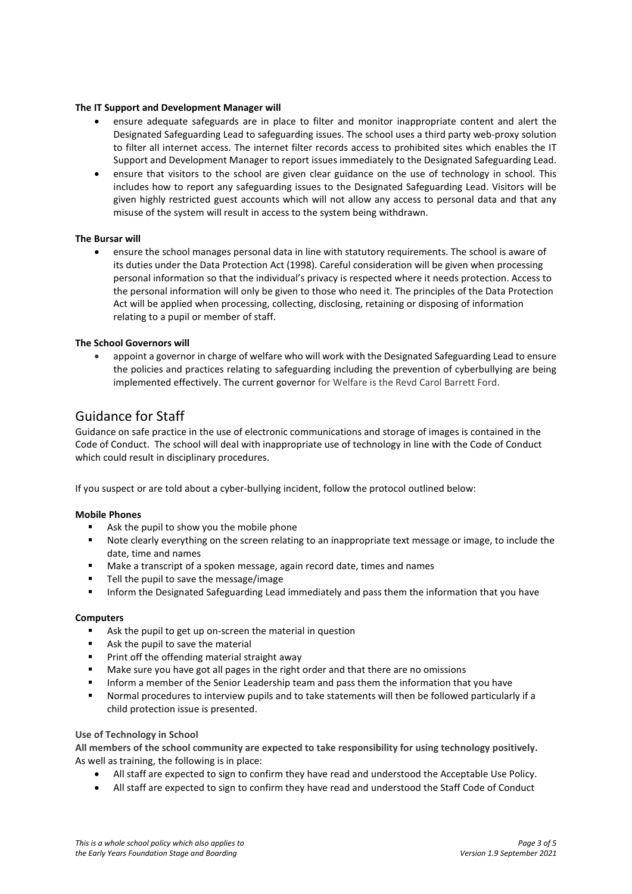**The IT Support and Development Manager will**

- ensure adequate safeguards are in place to filter and monitor inappropriate content and alert the Designated Safeguarding Lead to safeguarding issues. The school uses a third party web-proxy solution to filter all internet access. The internet filter records access to prohibited sites which enables the IT Support and Development Manager to report issues immediately to the Designated Safeguarding Lead.
- ensure that visitors to the school are given clear guidance on the use of technology in school. This includes how to report any safeguarding issues to the Designated Safeguarding Lead. Visitors will be given highly restricted guest accounts which will not allow any access to personal data and that any misuse of the system will result in access to the system being withdrawn.

**The Bursar will**

- ensure the school manages personal data in line with statutory requirements. The school is aware of its duties under the Data Protection Act (1998). Careful consideration will be given when processing personal information so that the individual's privacy is respected where it needs protection. Access to the personal information will only be given to those who need it. The principles of the Data Protection Act will be applied when processing, collecting, disclosing, retaining or disposing of information relating to a pupil or member of staff.

**The School Governors will**

- appoint a governor in charge of welfare who will work with the Designated Safeguarding Lead to ensure the policies and practices relating to safeguarding including the prevention of cyberbullying are being implemented effectively. The current governor for Welfare is the Revd Carol Barrett Ford.

## Guidance for Staff

Guidance on safe practice in the use of electronic communications and storage of images is contained in the Code of Conduct. The school will deal with inappropriate use of technology in line with the Code of Conduct which could result in disciplinary procedures.

If you suspect or are told about a cyber-bullying incident, follow the protocol outlined below:

**Mobile Phones**

- Ask the pupil to show you the mobile phone
- Note clearly everything on the screen relating to an inappropriate text message or image, to include the date, time and names
- Make a transcript of a spoken message, again record date, times and names
- Tell the pupil to save the message/image
- Inform the Designated Safeguarding Lead immediately and pass them the information that you have

**Computers**

- Ask the pupil to get up on-screen the material in question
- Ask the pupil to save the material
- Print off the offending material straight away
- Make sure you have got all pages in the right order and that there are no omissions
- Inform a member of the Senior Leadership team and pass them the information that you have
- Normal procedures to interview pupils and to take statements will then be followed particularly if a child protection issue is presented.

**Use of Technology in School**

**All members of the school community are expected to take responsibility for using technology positively.** As well as training, the following is in place:

- All staff are expected to sign to confirm they have read and understood the Acceptable Use Policy.
- All staff are expected to sign to confirm they have read and understood the Staff Code of Conduct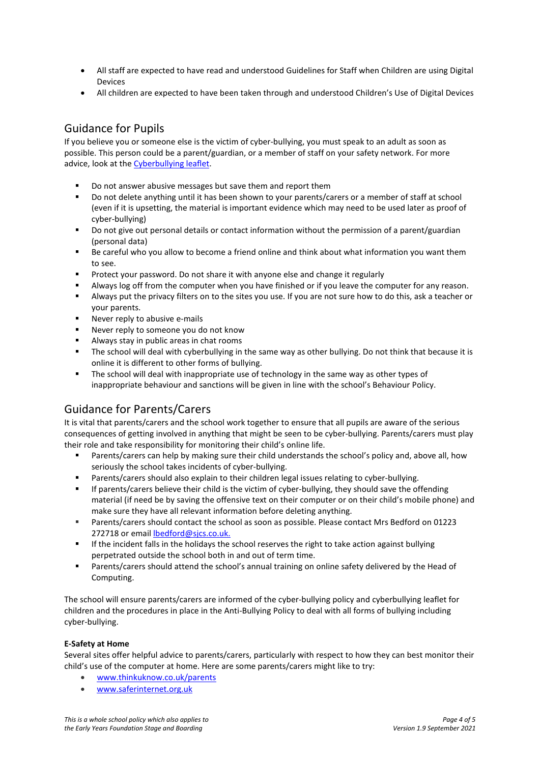- All staff are expected to have read and understood Guidelines for Staff when Children are using Digital Devices
- All children are expected to have been taken through and understood Children's Use of Digital Devices

## Guidance for Pupils

If you believe you or someone else is the victim of cyber-bullying, you must speak to an adult as soon as possible. This person could be a parent/guardian, or a member of staff on your safety network. For more advice, look at the [Cyberbullying leaflet](#).

- Do not answer abusive messages but save them and report them
- Do not delete anything until it has been shown to your parents/carers or a member of staff at school (even if it is upsetting, the material is important evidence which may need to be used later as proof of cyber-bullying)
- Do not give out personal details or contact information without the permission of a parent/guardian (personal data)
- Be careful who you allow to become a friend online and think about what information you want them to see.
- Protect your password. Do not share it with anyone else and change it regularly
- Always log off from the computer when you have finished or if you leave the computer for any reason.
- Always put the privacy filters on to the sites you use. If you are not sure how to do this, ask a teacher or your parents.
- Never reply to abusive e-mails
- Never reply to someone you do not know
- Always stay in public areas in chat rooms
- The school will deal with cyberbullying in the same way as other bullying. Do not think that because it is online it is different to other forms of bullying.
- The school will deal with inappropriate use of technology in the same way as other types of inappropriate behaviour and sanctions will be given in line with the school's Behaviour Policy.

## Guidance for Parents/Carers

It is vital that parents/carers and the school work together to ensure that all pupils are aware of the serious consequences of getting involved in anything that might be seen to be cyber-bullying. Parents/carers must play their role and take responsibility for monitoring their child's online life.

- Parents/carers can help by making sure their child understands the school's policy and, above all, how seriously the school takes incidents of cyber-bullying.
- Parents/carers should also explain to their children legal issues relating to cyber-bullying.
- If parents/carers believe their child is the victim of cyber-bullying, they should save the offending material (if need be by saving the offensive text on their computer or on their child's mobile phone) and make sure they have all relevant information before deleting anything.
- Parents/carers should contact the school as soon as possible. Please contact Mrs Bedford on 01223 272718 or email lbedford@sjcs.co.uk.
- If the incident falls in the holidays the school reserves the right to take action against bullying perpetrated outside the school both in and out of term time.
- Parents/carers should attend the school's annual training on online safety delivered by the Head of Computing.

The school will ensure parents/carers are informed of the cyber-bullying policy and cyberbullying leaflet for children and the procedures in place in the Anti-Bullying Policy to deal with all forms of bullying including cyber-bullying.

**E-Safety at Home**

Several sites offer helpful advice to parents/carers, particularly with respect to how they can best monitor their child's use of the computer at home. Here are some parents/carers might like to try:

- www.thinkuknow.co.uk/parents
- www.saferinternet.org.uk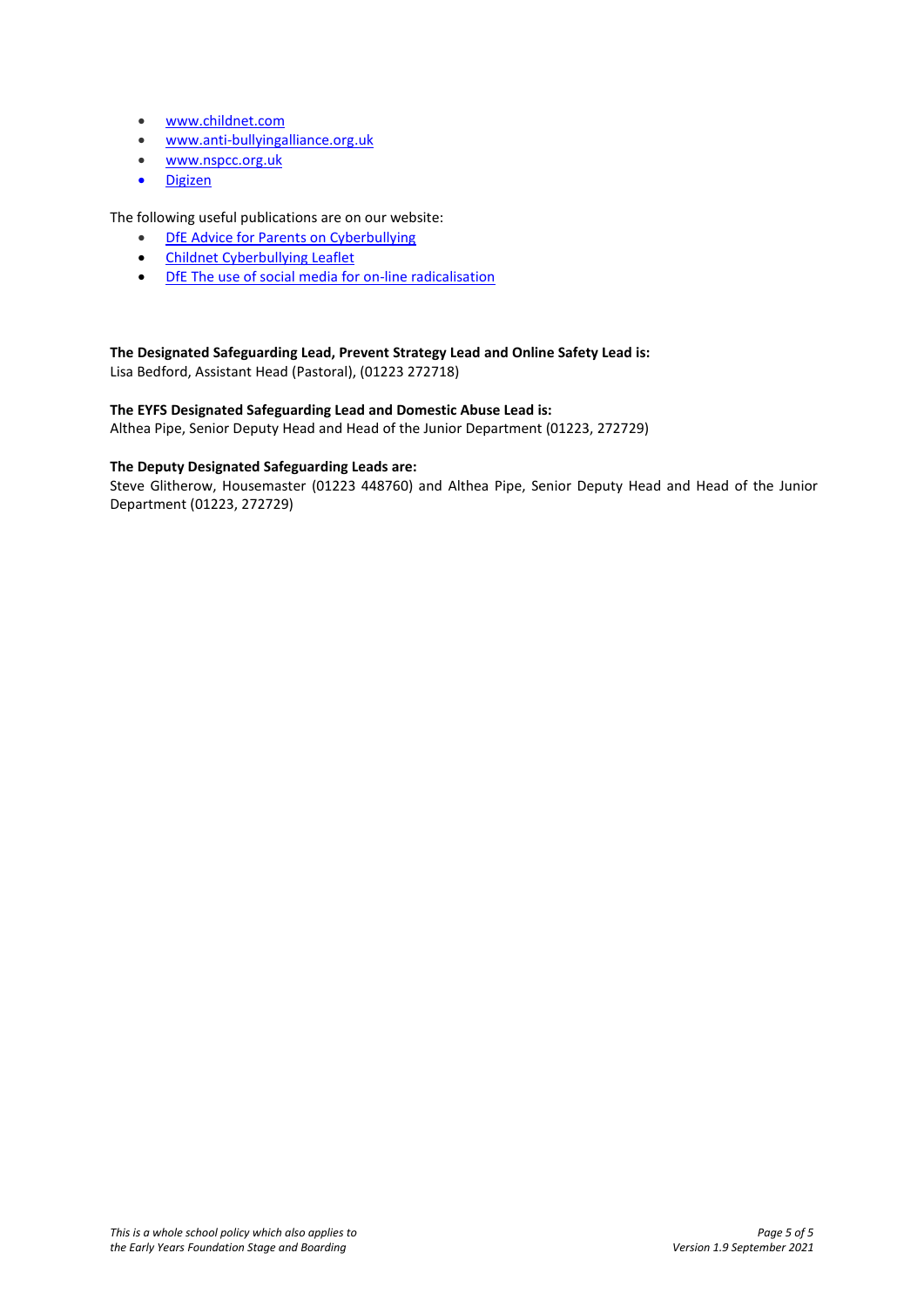- www.childnet.com
- www.anti-bullyingalliance.org.uk
- www.nspcc.org.uk
- Digizen

The following useful publications are on our website:

- DfE Advice for Parents on Cyberbullying
- Childnet Cyberbullying Leaflet
- DfE The use of social media for on-line radicalisation

**The Designated Safeguarding Lead, Prevent Strategy Lead and Online Safety Lead is:**
Lisa Bedford, Assistant Head (Pastoral), (01223 272718)

**The EYFS Designated Safeguarding Lead and Domestic Abuse Lead is:**
Althea Pipe, Senior Deputy Head and Head of the Junior Department (01223, 272729)

**The Deputy Designated Safeguarding Leads are:**
Steve Glitherow, Housemaster (01223 448760) and Althea Pipe, Senior Deputy Head and Head of the Junior Department (01223, 272729)